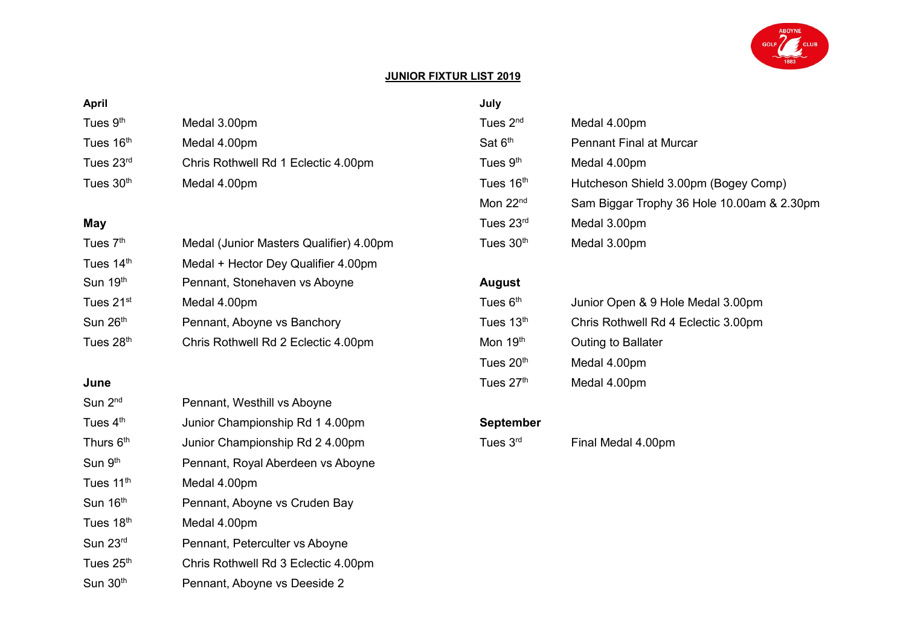ABOYNE GOLF CLUB 1883

# JUNIOR FIXTUR LIST 2019

**April**

| | |
|---|---|
| Tues 9th | Medal 3.00pm |
| Tues 16th | Medal 4.00pm |
| Tues 23rd | Chris Rothwell Rd 1 Eclectic 4.00pm |
| Tues 30th | Medal 4.00pm |

**May**

| | |
|---|---|
| Tues 7th | Medal (Junior Masters Qualifier) 4.00pm |
| Tues 14th | Medal + Hector Dey Qualifier 4.00pm |
| Sun 19th | Pennant, Stonehaven vs Aboyne |
| Tues 21st | Medal 4.00pm |
| Sun 26th | Pennant, Aboyne vs Banchory |
| Tues 28th | Chris Rothwell Rd 2 Eclectic 4.00pm |

**June**

| | |
|---|---|
| Sun 2nd | Pennant, Westhill vs Aboyne |
| Tues 4th | Junior Championship Rd 1 4.00pm |
| Thurs 6th | Junior Championship Rd 2 4.00pm |
| Sun 9th | Pennant, Royal Aberdeen vs Aboyne |
| Tues 11th | Medal 4.00pm |
| Sun 16th | Pennant, Aboyne vs Cruden Bay |
| Tues 18th | Medal 4.00pm |
| Sun 23rd | Pennant, Peterculter vs Aboyne |
| Tues 25th | Chris Rothwell Rd 3 Eclectic 4.00pm |
| Sun 30th | Pennant, Aboyne vs Deeside 2 |

**July**

| | |
|---|---|
| Tues 2nd | Medal 4.00pm |
| Sat 6th | Pennant Final at Murcar |
| Tues 9th | Medal 4.00pm |
| Tues 16th | Hutcheson Shield 3.00pm (Bogey Comp) |
| Mon 22nd | Sam Biggar Trophy 36 Hole 10.00am & 2.30pm |
| Tues 23rd | Medal 3.00pm |
| Tues 30th | Medal 3.00pm |

**August**

| | |
|---|---|
| Tues 6th | Junior Open & 9 Hole Medal 3.00pm |
| Tues 13th | Chris Rothwell Rd 4 Eclectic 3.00pm |
| Mon 19th | Outing to Ballater |
| Tues 20th | Medal 4.00pm |
| Tues 27th | Medal 4.00pm |

**September**

| | |
|---|---|
| Tues 3rd | Final Medal 4.00pm |